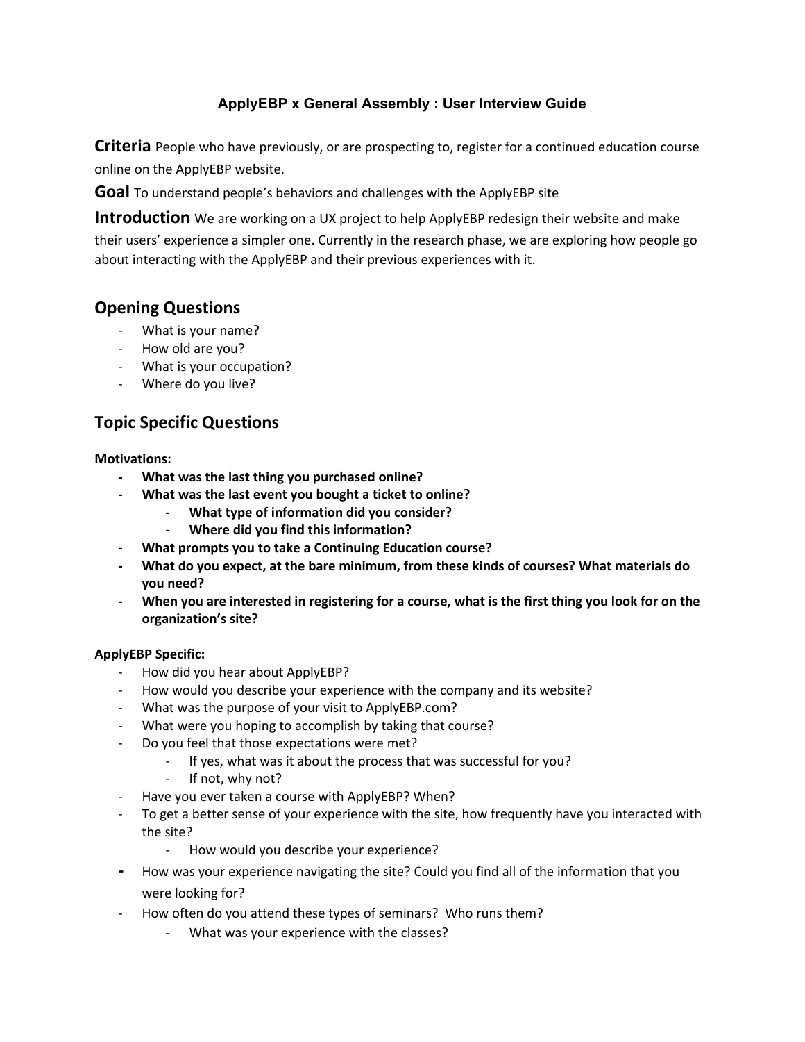**ApplyEBP x General Assembly : User Interview Guide**

**Criteria** People who have previously, or are prospecting to, register for a continued education course online on the ApplyEBP website.

**Goal** To understand people's behaviors and challenges with the ApplyEBP site

**Introduction** We are working on a UX project to help ApplyEBP redesign their website and make their users' experience a simpler one. Currently in the research phase, we are exploring how people go about interacting with the ApplyEBP and their previous experiences with it.

## Opening Questions

- What is your name?
- How old are you?
- What is your occupation?
- Where do you live?

## Topic Specific Questions

**Motivations:**

- **What was the last thing you purchased online?**
- **What was the last event you bought a ticket to online?**
    - **What type of information did you consider?**
    - **Where did you find this information?**
- **What prompts you to take a Continuing Education course?**
- **What do you expect, at the bare minimum, from these kinds of courses? What materials do you need?**
- **When you are interested in registering for a course, what is the first thing you look for on the organization's site?**

**ApplyEBP Specific:**

- How did you hear about ApplyEBP?
- How would you describe your experience with the company and its website?
- What was the purpose of your visit to ApplyEBP.com?
- What were you hoping to accomplish by taking that course?
- Do you feel that those expectations were met?
    - If yes, what was it about the process that was successful for you?
    - If not, why not?
- Have you ever taken a course with ApplyEBP? When?
- To get a better sense of your experience with the site, how frequently have you interacted with the site?
    - How would you describe your experience?
- How was your experience navigating the site? Could you find all of the information that you were looking for?
- How often do you attend these types of seminars? Who runs them?
    - What was your experience with the classes?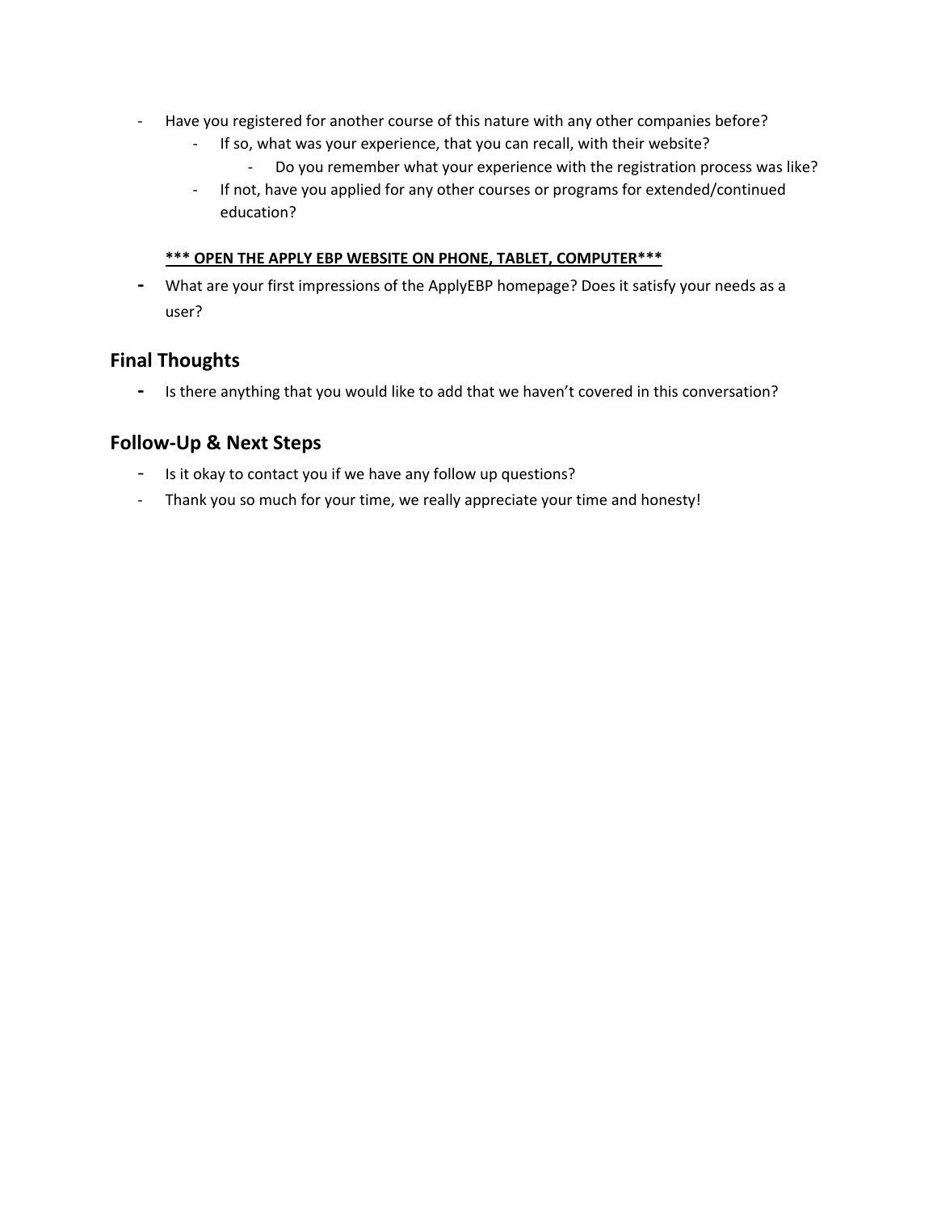- Have you registered for another course of this nature with any other companies before?
    - If so, what was your experience, that you can recall, with their website?
        - Do you remember what your experience with the registration process was like?
    - If not, have you applied for any other courses or programs for extended/continued education?

**<u>*** OPEN THE APPLY EBP WEBSITE ON PHONE, TABLET, COMPUTER***</u>**

- What are your first impressions of the ApplyEBP homepage? Does it satisfy your needs as a user?

## Final Thoughts

- Is there anything that you would like to add that we haven't covered in this conversation?

## Follow-Up & Next Steps

- Is it okay to contact you if we have any follow up questions?
- Thank you so much for your time, we really appreciate your time and honesty!